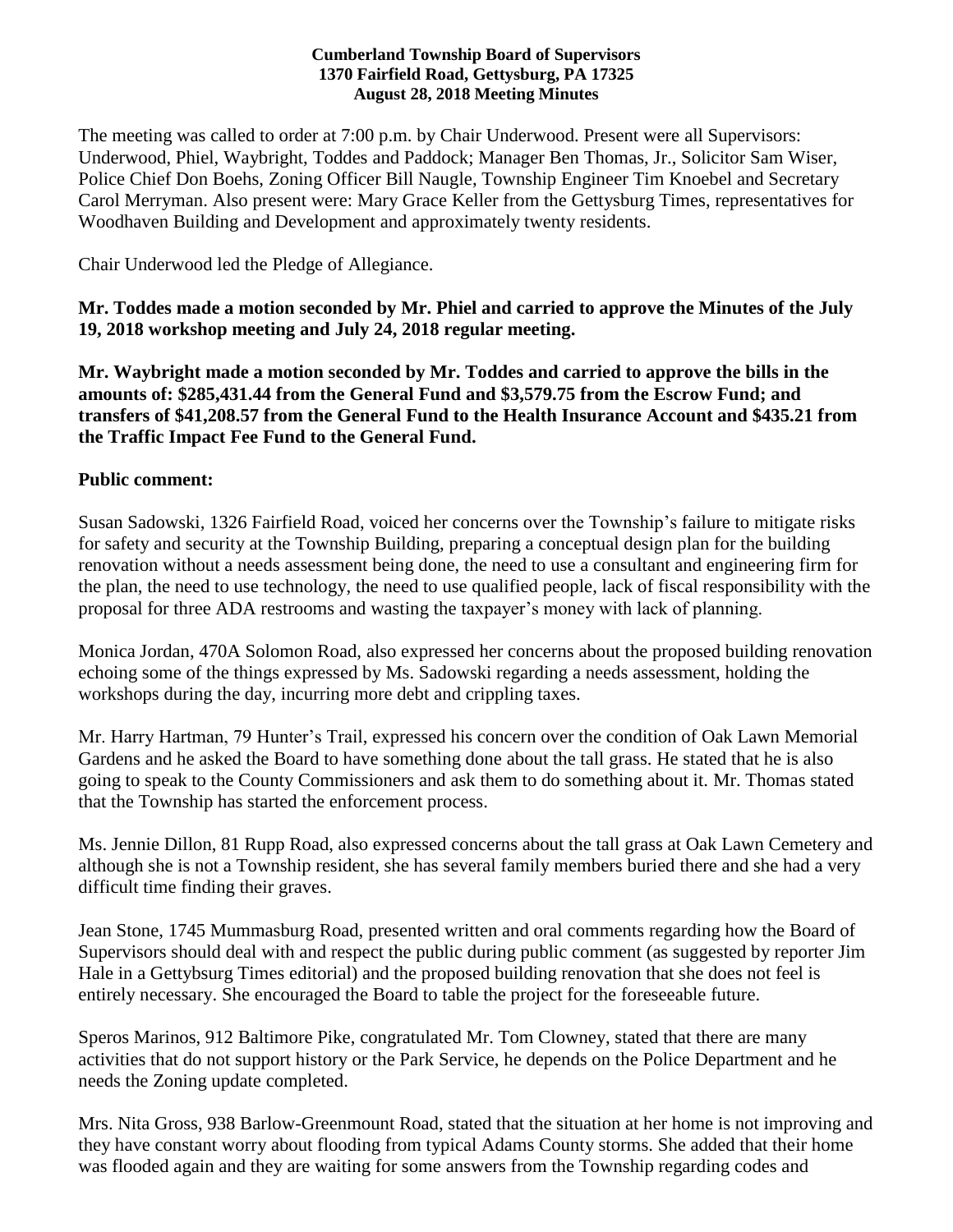**Cumberland Township Board of Supervisors**
**1370 Fairfield Road, Gettysburg, PA 17325**
**August 28, 2018 Meeting Minutes**

The meeting was called to order at 7:00 p.m. by Chair Underwood. Present were all Supervisors: Underwood, Phiel, Waybright, Toddes and Paddock; Manager Ben Thomas, Jr., Solicitor Sam Wiser, Police Chief Don Boehs, Zoning Officer Bill Naugle, Township Engineer Tim Knoebel and Secretary Carol Merryman. Also present were: Mary Grace Keller from the Gettysburg Times, representatives for Woodhaven Building and Development and approximately twenty residents.

Chair Underwood led the Pledge of Allegiance.

**Mr. Toddes made a motion seconded by Mr. Phiel and carried to approve the Minutes of the July 19, 2018 workshop meeting and July 24, 2018 regular meeting.**

**Mr. Waybright made a motion seconded by Mr. Toddes and carried to approve the bills in the amounts of: $285,431.44 from the General Fund and $3,579.75 from the Escrow Fund; and transfers of $41,208.57 from the General Fund to the Health Insurance Account and $435.21 from the Traffic Impact Fee Fund to the General Fund.**

**Public comment:**

Susan Sadowski, 1326 Fairfield Road, voiced her concerns over the Township's failure to mitigate risks for safety and security at the Township Building, preparing a conceptual design plan for the building renovation without a needs assessment being done, the need to use a consultant and engineering firm for the plan, the need to use technology, the need to use qualified people, lack of fiscal responsibility with the proposal for three ADA restrooms and wasting the taxpayer's money with lack of planning.

Monica Jordan, 470A Solomon Road, also expressed her concerns about the proposed building renovation echoing some of the things expressed by Ms. Sadowski regarding a needs assessment, holding the workshops during the day, incurring more debt and crippling taxes.

Mr. Harry Hartman, 79 Hunter's Trail, expressed his concern over the condition of Oak Lawn Memorial Gardens and he asked the Board to have something done about the tall grass. He stated that he is also going to speak to the County Commissioners and ask them to do something about it. Mr. Thomas stated that the Township has started the enforcement process.

Ms. Jennie Dillon, 81 Rupp Road, also expressed concerns about the tall grass at Oak Lawn Cemetery and although she is not a Township resident, she has several family members buried there and she had a very difficult time finding their graves.

Jean Stone, 1745 Mummasburg Road, presented written and oral comments regarding how the Board of Supervisors should deal with and respect the public during public comment (as suggested by reporter Jim Hale in a Gettybsurg Times editorial) and the proposed building renovation that she does not feel is entirely necessary. She encouraged the Board to table the project for the foreseeable future.

Speros Marinos, 912 Baltimore Pike, congratulated Mr. Tom Clowney, stated that there are many activities that do not support history or the Park Service, he depends on the Police Department and he needs the Zoning update completed.

Mrs. Nita Gross, 938 Barlow-Greenmount Road, stated that the situation at her home is not improving and they have constant worry about flooding from typical Adams County storms. She added that their home was flooded again and they are waiting for some answers from the Township regarding codes and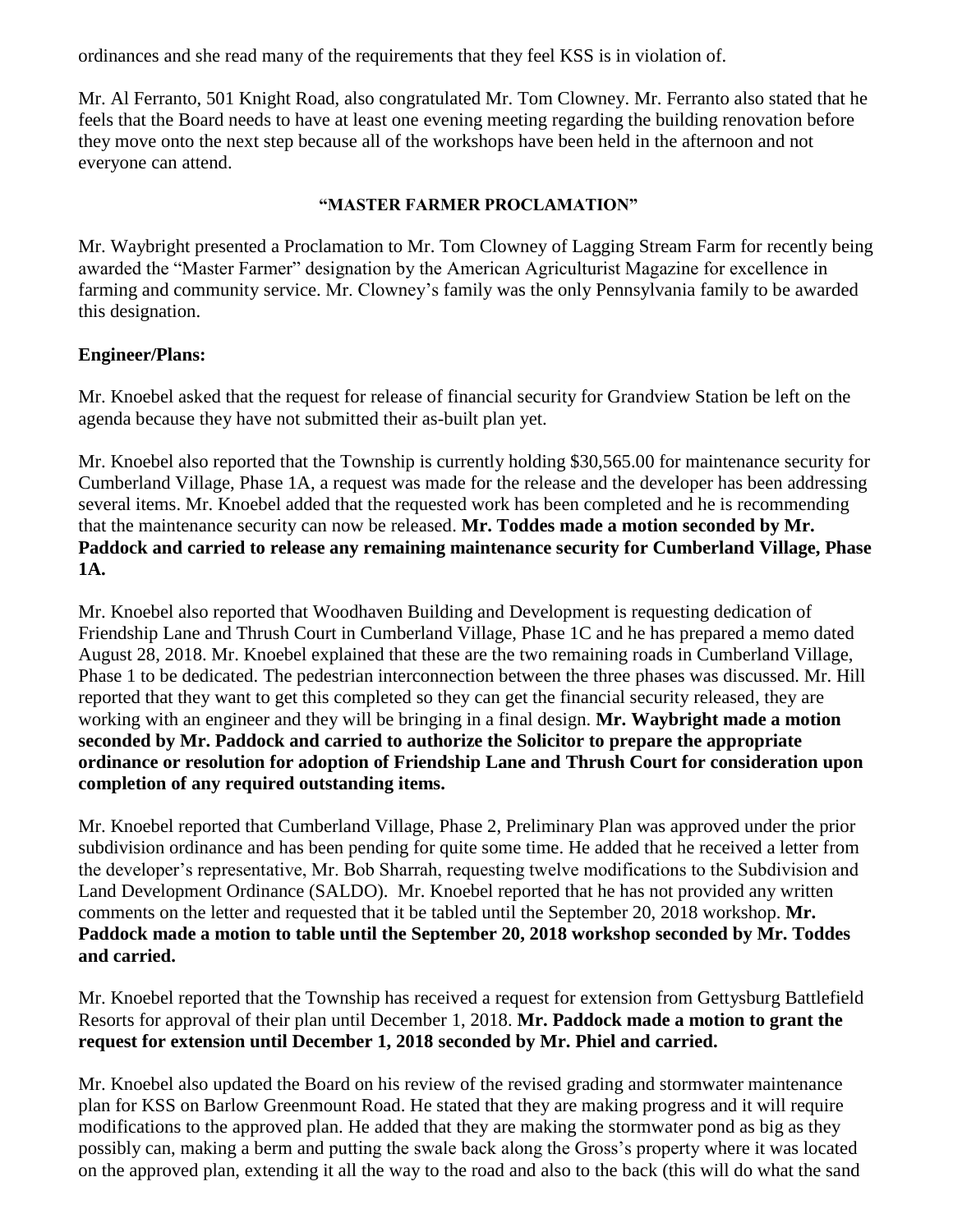ordinances and she read many of the requirements that they feel KSS is in violation of.

Mr. Al Ferranto, 501 Knight Road, also congratulated Mr. Tom Clowney. Mr. Ferranto also stated that he feels that the Board needs to have at least one evening meeting regarding the building renovation before they move onto the next step because all of the workshops have been held in the afternoon and not everyone can attend.

**"MASTER FARMER PROCLAMATION"**

Mr. Waybright presented a Proclamation to Mr. Tom Clowney of Lagging Stream Farm for recently being awarded the "Master Farmer" designation by the American Agriculturist Magazine for excellence in farming and community service. Mr. Clowney's family was the only Pennsylvania family to be awarded this designation.

**Engineer/Plans:**

Mr. Knoebel asked that the request for release of financial security for Grandview Station be left on the agenda because they have not submitted their as-built plan yet.

Mr. Knoebel also reported that the Township is currently holding $30,565.00 for maintenance security for Cumberland Village, Phase 1A, a request was made for the release and the developer has been addressing several items. Mr. Knoebel added that the requested work has been completed and he is recommending that the maintenance security can now be released. **Mr. Toddes made a motion seconded by Mr. Paddock and carried to release any remaining maintenance security for Cumberland Village, Phase 1A.**

Mr. Knoebel also reported that Woodhaven Building and Development is requesting dedication of Friendship Lane and Thrush Court in Cumberland Village, Phase 1C and he has prepared a memo dated August 28, 2018. Mr. Knoebel explained that these are the two remaining roads in Cumberland Village, Phase 1 to be dedicated. The pedestrian interconnection between the three phases was discussed. Mr. Hill reported that they want to get this completed so they can get the financial security released, they are working with an engineer and they will be bringing in a final design. **Mr. Waybright made a motion seconded by Mr. Paddock and carried to authorize the Solicitor to prepare the appropriate ordinance or resolution for adoption of Friendship Lane and Thrush Court for consideration upon completion of any required outstanding items.**

Mr. Knoebel reported that Cumberland Village, Phase 2, Preliminary Plan was approved under the prior subdivision ordinance and has been pending for quite some time. He added that he received a letter from the developer's representative, Mr. Bob Sharrah, requesting twelve modifications to the Subdivision and Land Development Ordinance (SALDO). Mr. Knoebel reported that he has not provided any written comments on the letter and requested that it be tabled until the September 20, 2018 workshop. **Mr. Paddock made a motion to table until the September 20, 2018 workshop seconded by Mr. Toddes and carried.**

Mr. Knoebel reported that the Township has received a request for extension from Gettysburg Battlefield Resorts for approval of their plan until December 1, 2018. **Mr. Paddock made a motion to grant the request for extension until December 1, 2018 seconded by Mr. Phiel and carried.**

Mr. Knoebel also updated the Board on his review of the revised grading and stormwater maintenance plan for KSS on Barlow Greenmount Road. He stated that they are making progress and it will require modifications to the approved plan. He added that they are making the stormwater pond as big as they possibly can, making a berm and putting the swale back along the Gross's property where it was located on the approved plan, extending it all the way to the road and also to the back (this will do what the sand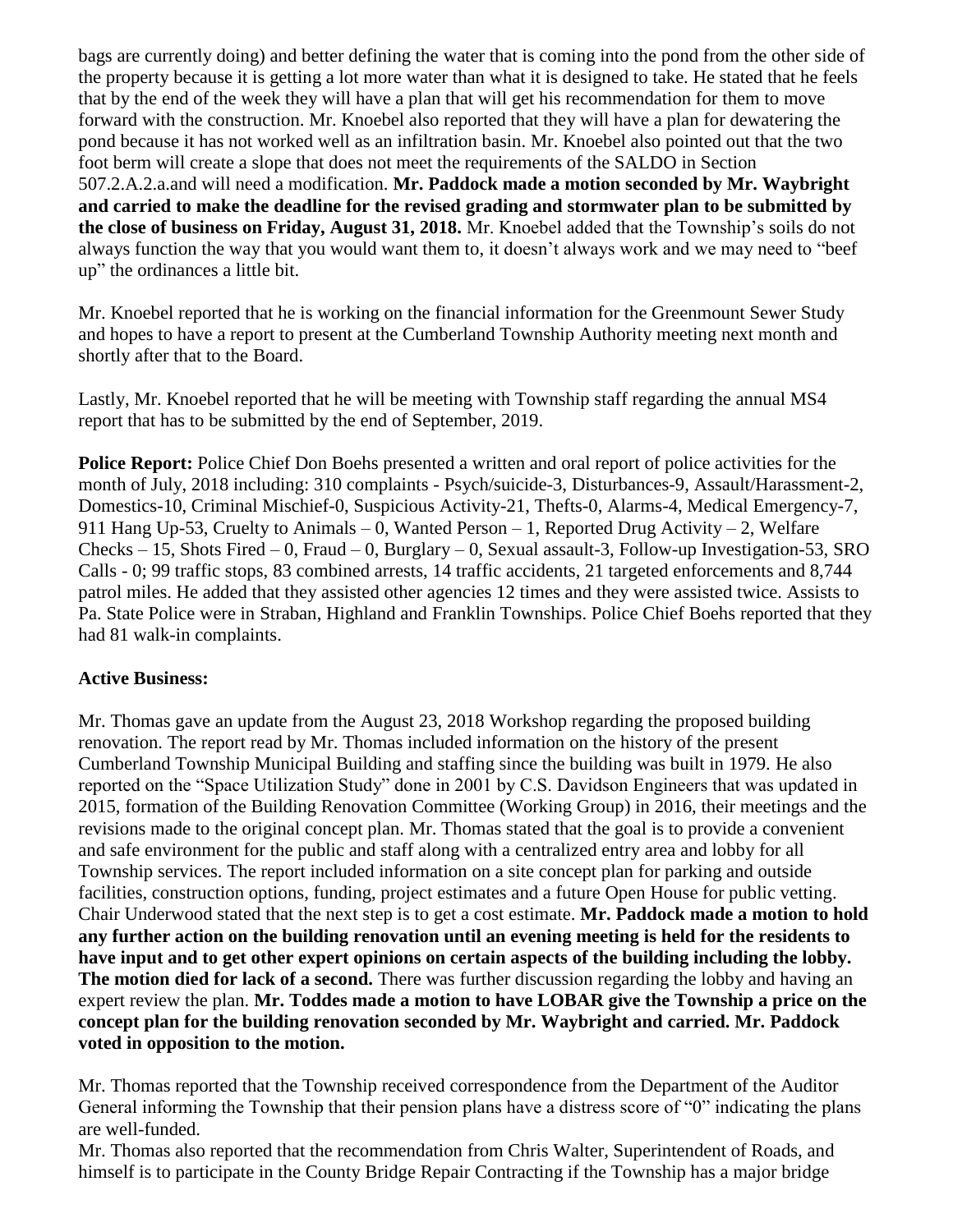bags are currently doing) and better defining the water that is coming into the pond from the other side of the property because it is getting a lot more water than what it is designed to take. He stated that he feels that by the end of the week they will have a plan that will get his recommendation for them to move forward with the construction. Mr. Knoebel also reported that they will have a plan for dewatering the pond because it has not worked well as an infiltration basin. Mr. Knoebel also pointed out that the two foot berm will create a slope that does not meet the requirements of the SALDO in Section 507.2.A.2.a.and will need a modification. **Mr. Paddock made a motion seconded by Mr. Waybright and carried to make the deadline for the revised grading and stormwater plan to be submitted by the close of business on Friday, August 31, 2018.** Mr. Knoebel added that the Township's soils do not always function the way that you would want them to, it doesn't always work and we may need to "beef up" the ordinances a little bit.

Mr. Knoebel reported that he is working on the financial information for the Greenmount Sewer Study and hopes to have a report to present at the Cumberland Township Authority meeting next month and shortly after that to the Board.

Lastly, Mr. Knoebel reported that he will be meeting with Township staff regarding the annual MS4 report that has to be submitted by the end of September, 2019.

**Police Report:** Police Chief Don Boehs presented a written and oral report of police activities for the month of July, 2018 including: 310 complaints - Psych/suicide-3, Disturbances-9, Assault/Harassment-2, Domestics-10, Criminal Mischief-0, Suspicious Activity-21, Thefts-0, Alarms-4, Medical Emergency-7, 911 Hang Up-53, Cruelty to Animals – 0, Wanted Person – 1, Reported Drug Activity – 2, Welfare Checks – 15, Shots Fired – 0, Fraud – 0, Burglary – 0, Sexual assault-3, Follow-up Investigation-53, SRO Calls - 0; 99 traffic stops, 83 combined arrests, 14 traffic accidents, 21 targeted enforcements and 8,744 patrol miles. He added that they assisted other agencies 12 times and they were assisted twice. Assists to Pa. State Police were in Straban, Highland and Franklin Townships. Police Chief Boehs reported that they had 81 walk-in complaints.

**Active Business:**

Mr. Thomas gave an update from the August 23, 2018 Workshop regarding the proposed building renovation. The report read by Mr. Thomas included information on the history of the present Cumberland Township Municipal Building and staffing since the building was built in 1979. He also reported on the "Space Utilization Study" done in 2001 by C.S. Davidson Engineers that was updated in 2015, formation of the Building Renovation Committee (Working Group) in 2016, their meetings and the revisions made to the original concept plan. Mr. Thomas stated that the goal is to provide a convenient and safe environment for the public and staff along with a centralized entry area and lobby for all Township services. The report included information on a site concept plan for parking and outside facilities, construction options, funding, project estimates and a future Open House for public vetting. Chair Underwood stated that the next step is to get a cost estimate. **Mr. Paddock made a motion to hold any further action on the building renovation until an evening meeting is held for the residents to have input and to get other expert opinions on certain aspects of the building including the lobby. The motion died for lack of a second.** There was further discussion regarding the lobby and having an expert review the plan. **Mr. Toddes made a motion to have LOBAR give the Township a price on the concept plan for the building renovation seconded by Mr. Waybright and carried. Mr. Paddock voted in opposition to the motion.**

Mr. Thomas reported that the Township received correspondence from the Department of the Auditor General informing the Township that their pension plans have a distress score of "0" indicating the plans are well-funded.

Mr. Thomas also reported that the recommendation from Chris Walter, Superintendent of Roads, and himself is to participate in the County Bridge Repair Contracting if the Township has a major bridge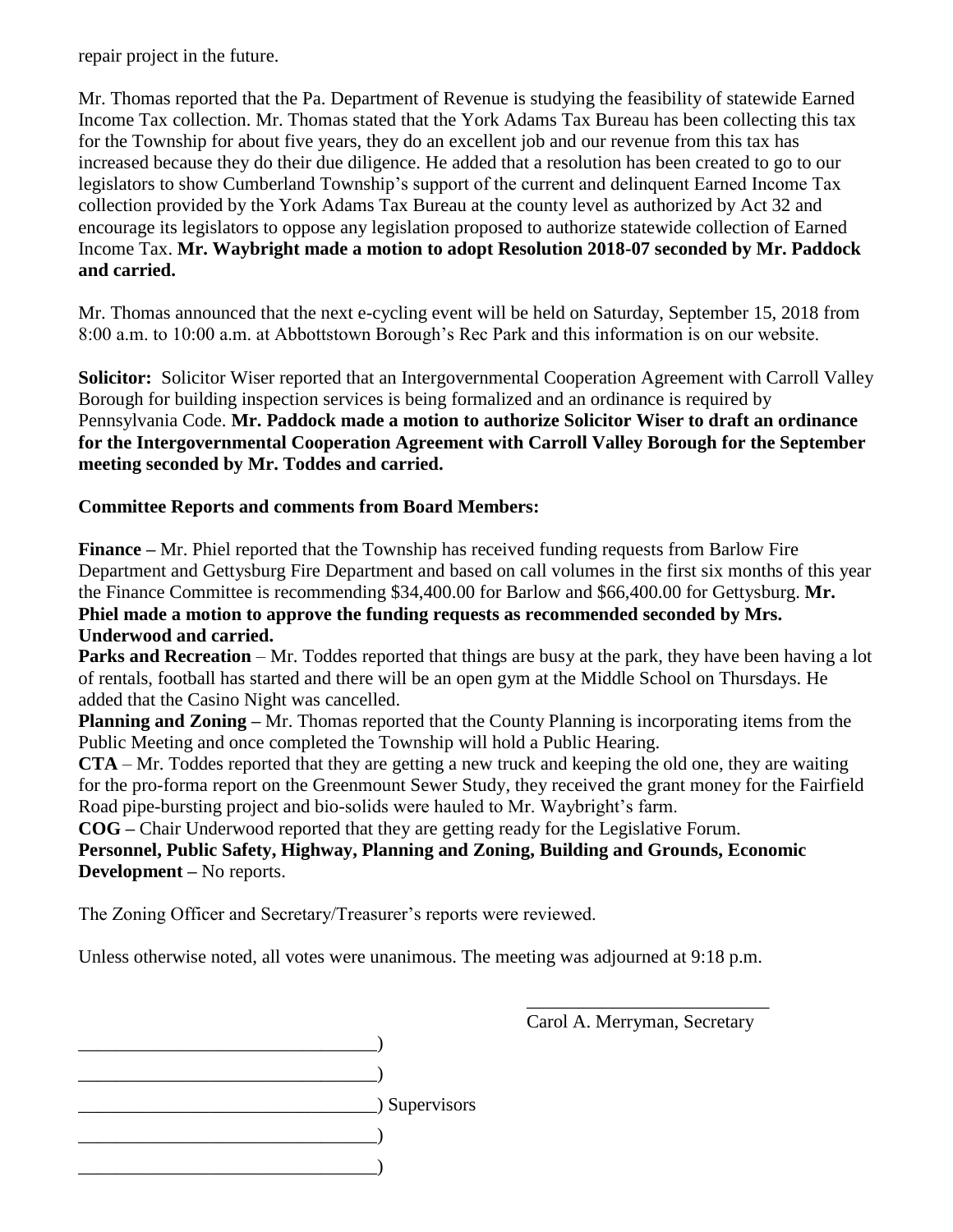repair project in the future.

Mr. Thomas reported that the Pa. Department of Revenue is studying the feasibility of statewide Earned Income Tax collection. Mr. Thomas stated that the York Adams Tax Bureau has been collecting this tax for the Township for about five years, they do an excellent job and our revenue from this tax has increased because they do their due diligence. He added that a resolution has been created to go to our legislators to show Cumberland Township's support of the current and delinquent Earned Income Tax collection provided by the York Adams Tax Bureau at the county level as authorized by Act 32 and encourage its legislators to oppose any legislation proposed to authorize statewide collection of Earned Income Tax. **Mr. Waybright made a motion to adopt Resolution 2018-07 seconded by Mr. Paddock and carried.**

Mr. Thomas announced that the next e-cycling event will be held on Saturday, September 15, 2018 from 8:00 a.m. to 10:00 a.m. at Abbottstown Borough's Rec Park and this information is on our website.

**Solicitor:** Solicitor Wiser reported that an Intergovernmental Cooperation Agreement with Carroll Valley Borough for building inspection services is being formalized and an ordinance is required by Pennsylvania Code. **Mr. Paddock made a motion to authorize Solicitor Wiser to draft an ordinance for the Intergovernmental Cooperation Agreement with Carroll Valley Borough for the September meeting seconded by Mr. Toddes and carried.**

**Committee Reports and comments from Board Members:**

**Finance –** Mr. Phiel reported that the Township has received funding requests from Barlow Fire Department and Gettysburg Fire Department and based on call volumes in the first six months of this year the Finance Committee is recommending $34,400.00 for Barlow and $66,400.00 for Gettysburg. **Mr. Phiel made a motion to approve the funding requests as recommended seconded by Mrs. Underwood and carried.**

**Parks and Recreation** – Mr. Toddes reported that things are busy at the park, they have been having a lot of rentals, football has started and there will be an open gym at the Middle School on Thursdays. He added that the Casino Night was cancelled.

**Planning and Zoning –** Mr. Thomas reported that the County Planning is incorporating items from the Public Meeting and once completed the Township will hold a Public Hearing.

**CTA** – Mr. Toddes reported that they are getting a new truck and keeping the old one, they are waiting for the pro-forma report on the Greenmount Sewer Study, they received the grant money for the Fairfield Road pipe-bursting project and bio-solids were hauled to Mr. Waybright's farm.

**COG –** Chair Underwood reported that they are getting ready for the Legislative Forum.

**Personnel, Public Safety, Highway, Planning and Zoning, Building and Grounds, Economic Development –** No reports.

The Zoning Officer and Secretary/Treasurer's reports were reviewed.

Unless otherwise noted, all votes were unanimous. The meeting was adjourned at 9:18 p.m.

\_\_\_\_\_\_\_\_\_\_\_\_\_\_\_\_\_\_\_\_\_\_\_\_\_\_\_\_
Carol A. Merryman, Secretary

\_\_\_\_\_\_\_\_\_\_\_\_\_\_\_\_\_\_\_\_\_\_\_\_\_\_\_\_\_\_\_\_\_)
\_\_\_\_\_\_\_\_\_\_\_\_\_\_\_\_\_\_\_\_\_\_\_\_\_\_\_\_\_\_\_\_\_)
\_\_\_\_\_\_\_\_\_\_\_\_\_\_\_\_\_\_\_\_\_\_\_\_\_\_\_\_\_\_\_\_\_) Supervisors
\_\_\_\_\_\_\_\_\_\_\_\_\_\_\_\_\_\_\_\_\_\_\_\_\_\_\_\_\_\_\_\_\_)
\_\_\_\_\_\_\_\_\_\_\_\_\_\_\_\_\_\_\_\_\_\_\_\_\_\_\_\_\_\_\_\_\_)